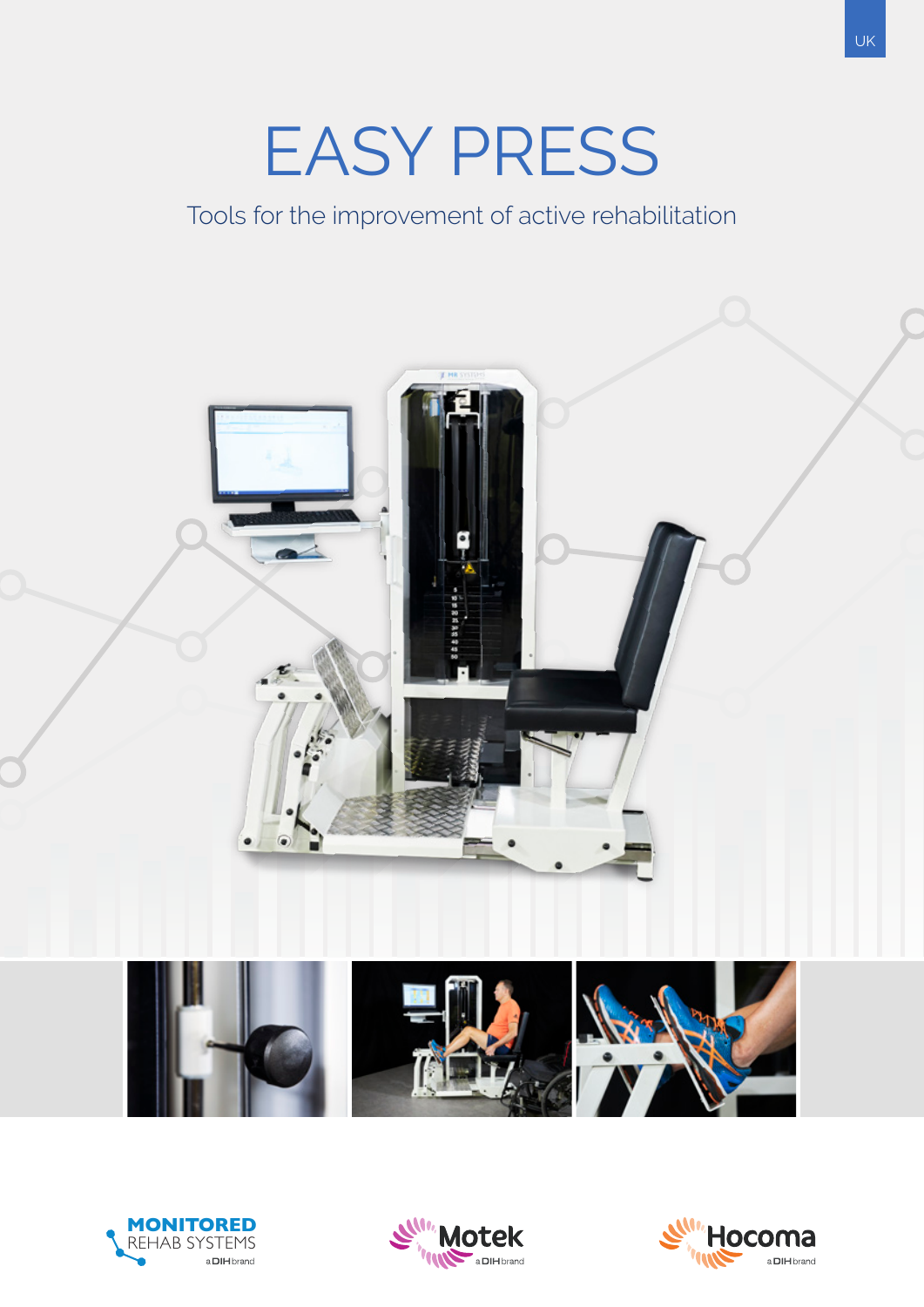UK

# EASY PRESS

Tools for the improvement of active rehabilitation

MONITORED REHAB SYSTEMS a DIH brand

Motek a DIH brand

Hocoma a DIH brand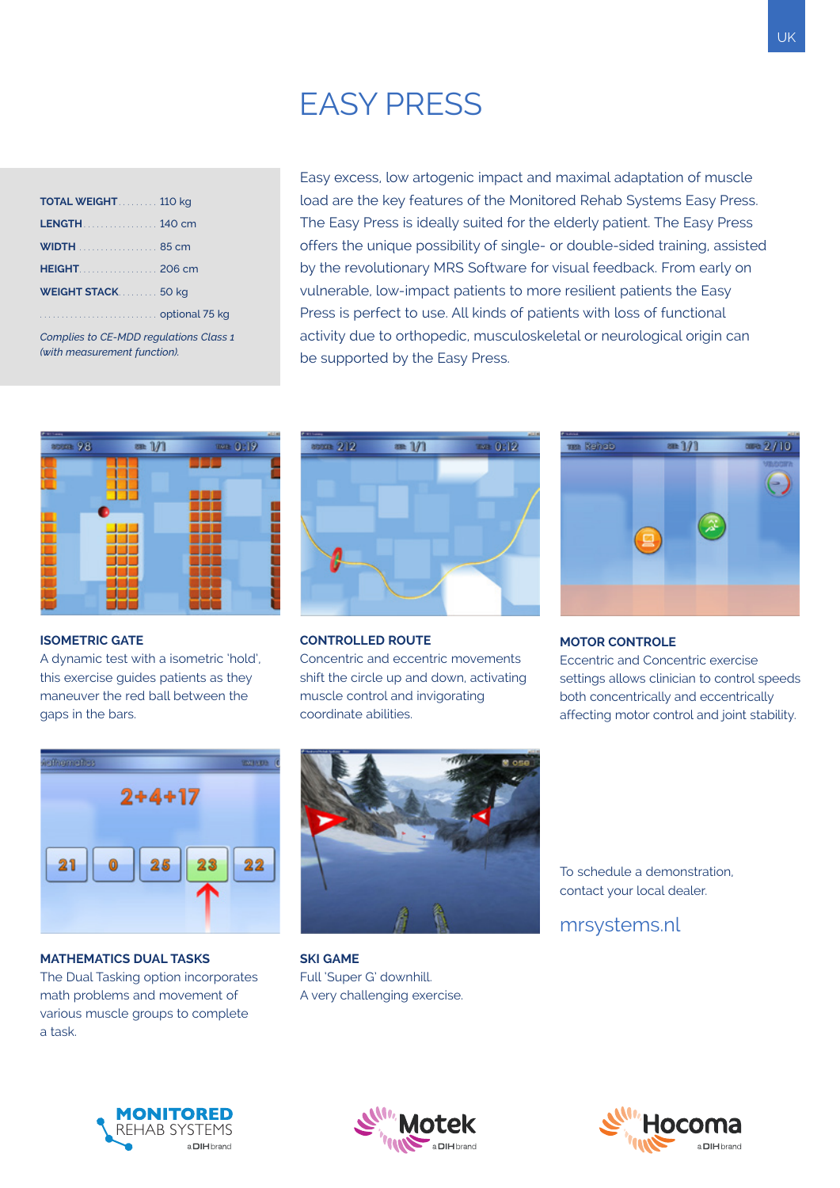# EASY PRESS

| | |
|---|---|
| **TOTAL WEIGHT** | 110 kg |
| **LENGTH** | 140 cm |
| **WIDTH** | 85 cm |
| **HEIGHT** | 206 cm |
| **WEIGHT STACK** | 50 kg |
| | optional 75 kg |

*Complies to CE-MDD regulations Class 1 (with measurement function).*

Easy excess, low artogenic impact and maximal adaptation of muscle load are the key features of the Monitored Rehab Systems Easy Press. The Easy Press is ideally suited for the elderly patient. The Easy Press offers the unique possibility of single- or double-sided training, assisted by the revolutionary MRS Software for visual feedback. From early on vulnerable, low-impact patients to more resilient patients the Easy Press is perfect to use. All kinds of patients with loss of functional activity due to orthopedic, musculoskeletal or neurological origin can be supported by the Easy Press.

**ISOMETRIC GATE**
A dynamic test with a isometric 'hold', this exercise guides patients as they maneuver the red ball between the gaps in the bars.

**CONTROLLED ROUTE**
Concentric and eccentric movements shift the circle up and down, activating muscle control and invigorating coordinate abilities.

**MOTOR CONTROLE**
Eccentric and Concentric exercise settings allows clinician to control speeds both concentrically and eccentrically affecting motor control and joint stability.

**MATHEMATICS DUAL TASKS**
The Dual Tasking option incorporates math problems and movement of various muscle groups to complete a task.

**SKI GAME**
Full 'Super G' downhill.
A very challenging exercise.

To schedule a demonstration, contact your local dealer.

mrsystems.nl